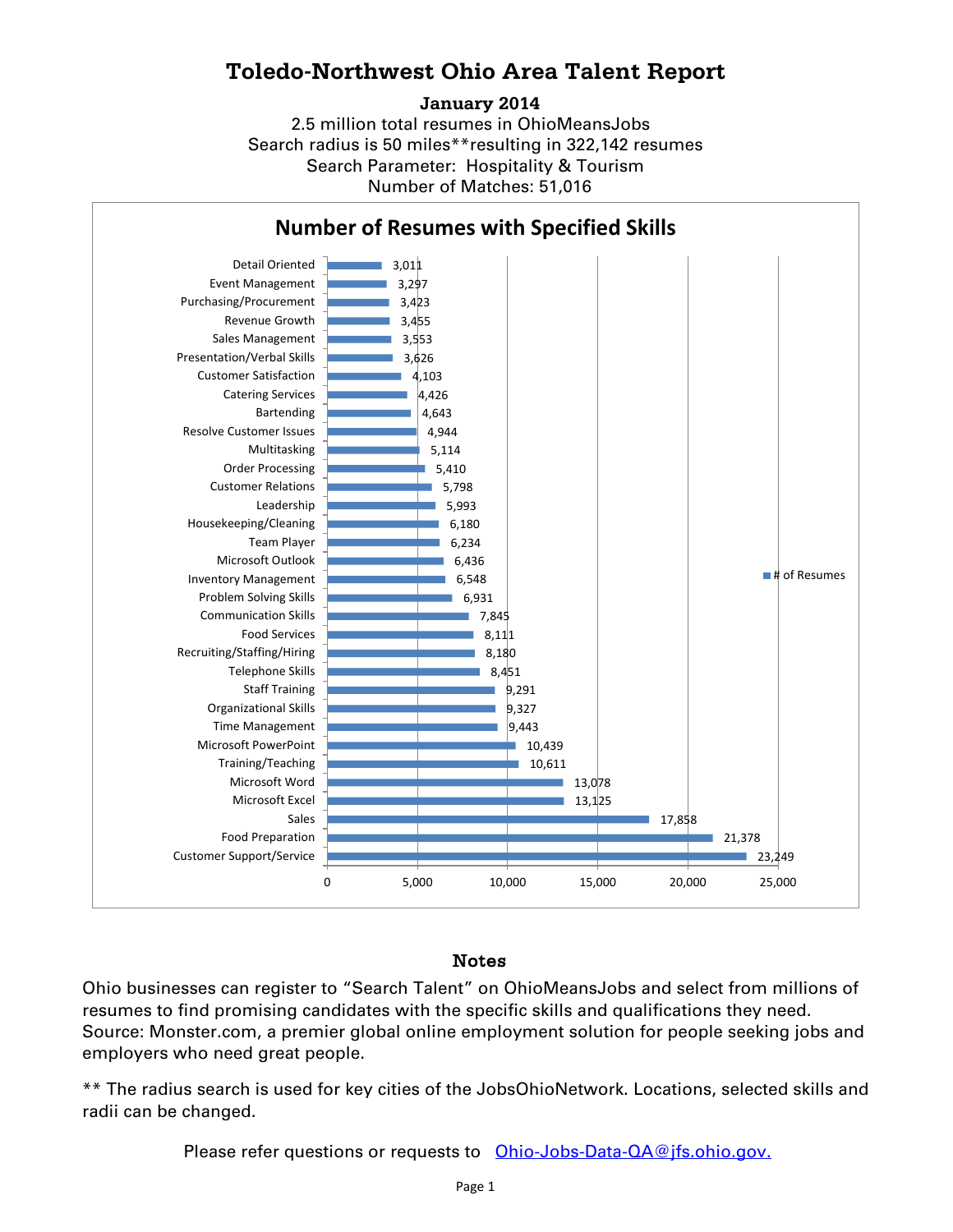# Toledo-Northwest Ohio Area Talent Report

**January 2014**

2.5 million total resumes in OhioMeansJobs

Search radius is 50 miles**resulting in 322,142 resumes

Search Parameter: Hospitality & Tourism

Number of Matches: 51,016

## Number of Resumes with Specified Skills

| Skill | # of Resumes |
|---|---|
| Detail Oriented | 3,011 |
| Event Management | 3,297 |
| Purchasing/Procurement | 3,423 |
| Revenue Growth | 3,455 |
| Sales Management | 3,553 |
| Presentation/Verbal Skills | 3,626 |
| Customer Satisfaction | 4,103 |
| Catering Services | 4,426 |
| Bartending | 4,643 |
| Resolve Customer Issues | 4,944 |
| Multitasking | 5,114 |
| Order Processing | 5,410 |
| Customer Relations | 5,798 |
| Leadership | 5,993 |
| Housekeeping/Cleaning | 6,180 |
| Team Player | 6,234 |
| Microsoft Outlook | 6,436 |
| Inventory Management | 6,548 |
| Problem Solving Skills | 6,931 |
| Communication Skills | 7,845 |
| Food Services | 8,111 |
| Recruiting/Staffing/Hiring | 8,180 |
| Telephone Skills | 8,451 |
| Staff Training | 9,291 |
| Organizational Skills | 9,327 |
| Time Management | 9,443 |
| Microsoft PowerPoint | 10,439 |
| Training/Teaching | 10,611 |
| Microsoft Word | 13,078 |
| Microsoft Excel | 13,125 |
| Sales | 17,858 |
| Food Preparation | 21,378 |
| Customer Support/Service | 23,249 |

## Notes

Ohio businesses can register to "Search Talent" on OhioMeansJobs and select from millions of resumes to find promising candidates with the specific skills and qualifications they need. Source: Monster.com, a premier global online employment solution for people seeking jobs and employers who need great people.

** The radius search is used for key cities of the JobsOhioNetwork. Locations, selected skills and radii can be changed.

Please refer questions or requests to [Ohio-Jobs-Data-QA@jfs.ohio.gov.](mailto:Ohio-Jobs-Data-QA@jfs.ohio.gov)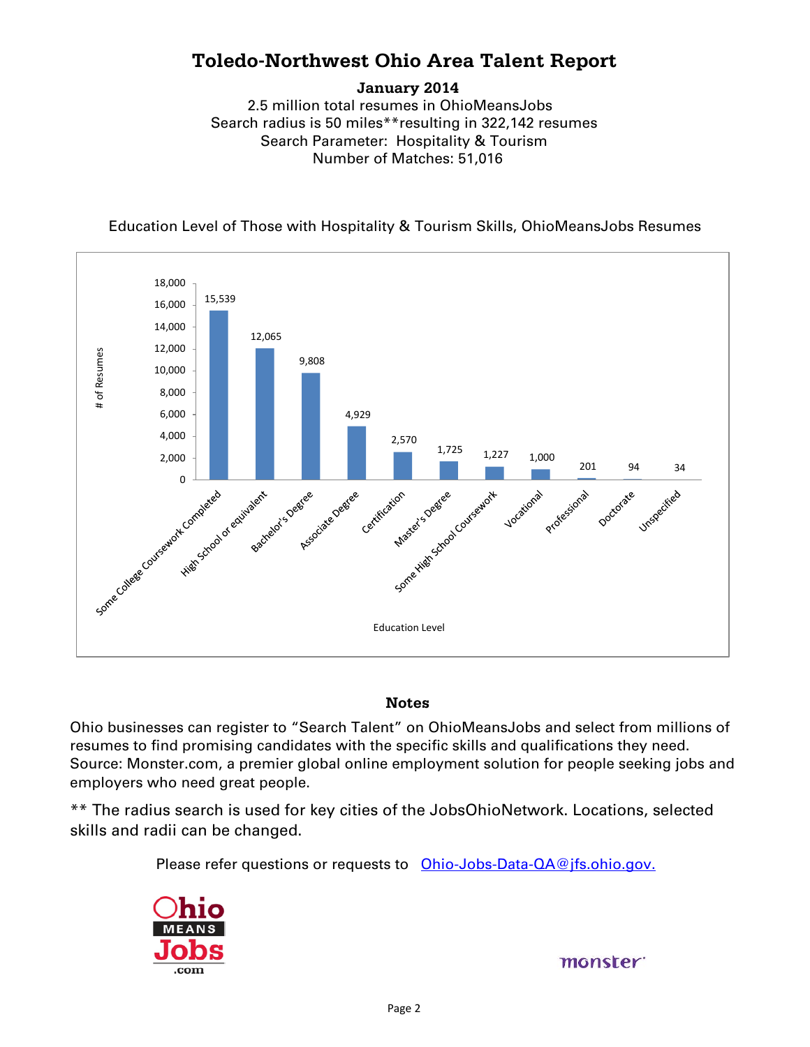# Toledo-Northwest Ohio Area Talent Report

**January 2014**

2.5 million total resumes in OhioMeansJobs
Search radius is 50 miles**resulting in 322,142 resumes
Search Parameter: Hospitality & Tourism
Number of Matches: 51,016

Education Level of Those with Hospitality & Tourism Skills, OhioMeansJobs Resumes

# of Resumes

18,000
16,000
14,000
12,000
10,000
8,000
6,000
4,000
2,000
0

15,539
12,065
9,808
4,929
2,570
1,725
1,227
1,000
201
94
34

Some College Coursework Completed
High School or equivalent
Bachelor's Degree
Associate Degree
Certification
Master's Degree
Some High School Coursework
Vocational
Professional
Doctorate
Unspecified

Education Level

## Notes

Ohio businesses can register to "Search Talent" on OhioMeansJobs and select from millions of resumes to find promising candidates with the specific skills and qualifications they need. Source: Monster.com, a premier global online employment solution for people seeking jobs and employers who need great people.

** The radius search is used for key cities of the JobsOhioNetwork. Locations, selected skills and radii can be changed.

Please refer questions or requests to Ohio-Jobs-Data-QA@jfs.ohio.gov.